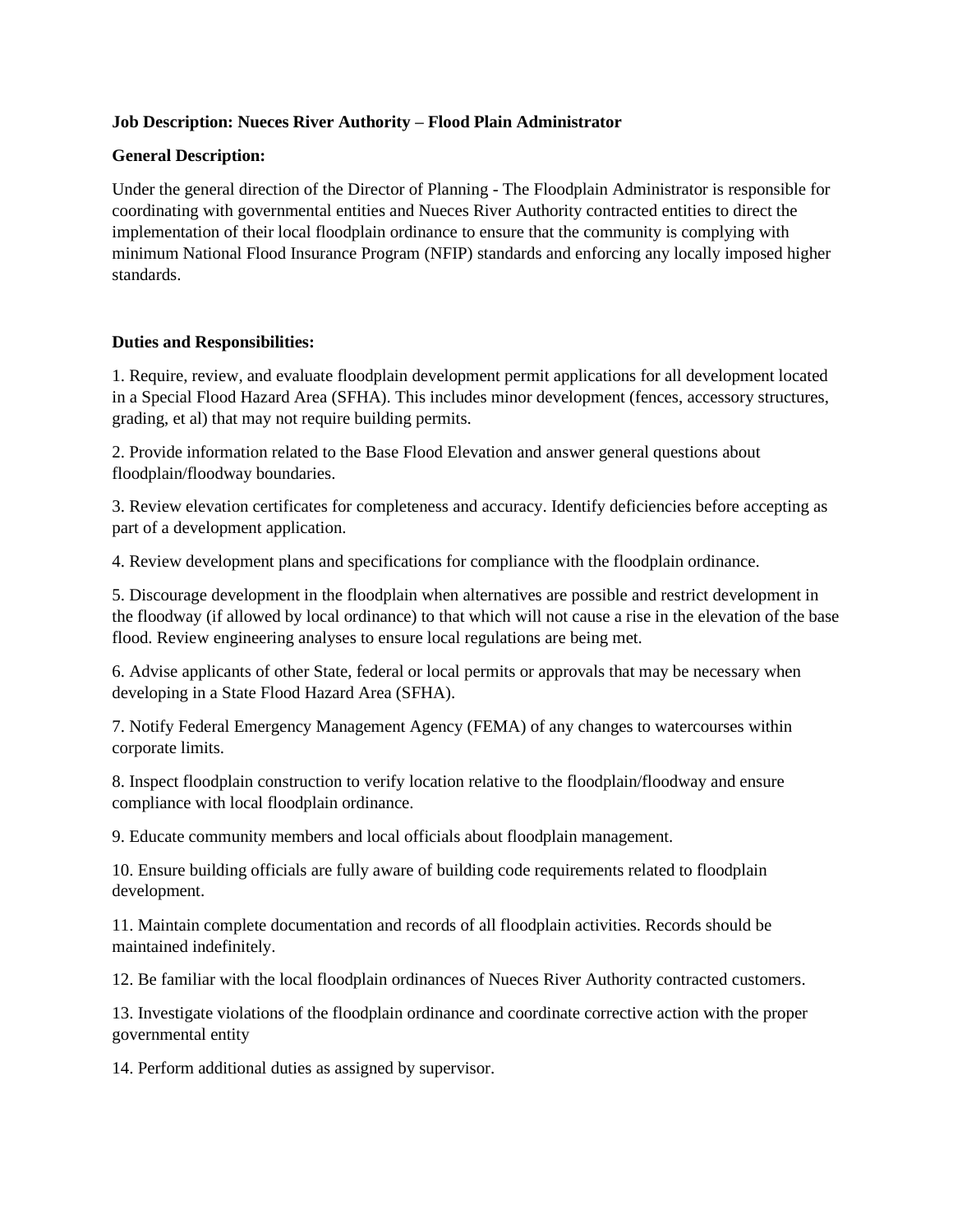**Job Description: Nueces River Authority – Flood Plain Administrator**

**General Description:**

Under the general direction of the Director of Planning - The Floodplain Administrator is responsible for coordinating with governmental entities and Nueces River Authority contracted entities to direct the implementation of their local floodplain ordinance to ensure that the community is complying with minimum National Flood Insurance Program (NFIP) standards and enforcing any locally imposed higher standards.

**Duties and Responsibilities:**

1. Require, review, and evaluate floodplain development permit applications for all development located in a Special Flood Hazard Area (SFHA). This includes minor development (fences, accessory structures, grading, et al) that may not require building permits.

2. Provide information related to the Base Flood Elevation and answer general questions about floodplain/floodway boundaries.

3. Review elevation certificates for completeness and accuracy. Identify deficiencies before accepting as part of a development application.

4. Review development plans and specifications for compliance with the floodplain ordinance.

5. Discourage development in the floodplain when alternatives are possible and restrict development in the floodway (if allowed by local ordinance) to that which will not cause a rise in the elevation of the base flood. Review engineering analyses to ensure local regulations are being met.

6. Advise applicants of other State, federal or local permits or approvals that may be necessary when developing in a State Flood Hazard Area (SFHA).

7. Notify Federal Emergency Management Agency (FEMA) of any changes to watercourses within corporate limits.

8. Inspect floodplain construction to verify location relative to the floodplain/floodway and ensure compliance with local floodplain ordinance.

9. Educate community members and local officials about floodplain management.

10. Ensure building officials are fully aware of building code requirements related to floodplain development.

11. Maintain complete documentation and records of all floodplain activities. Records should be maintained indefinitely.

12. Be familiar with the local floodplain ordinances of Nueces River Authority contracted customers.

13. Investigate violations of the floodplain ordinance and coordinate corrective action with the proper governmental entity

14. Perform additional duties as assigned by supervisor.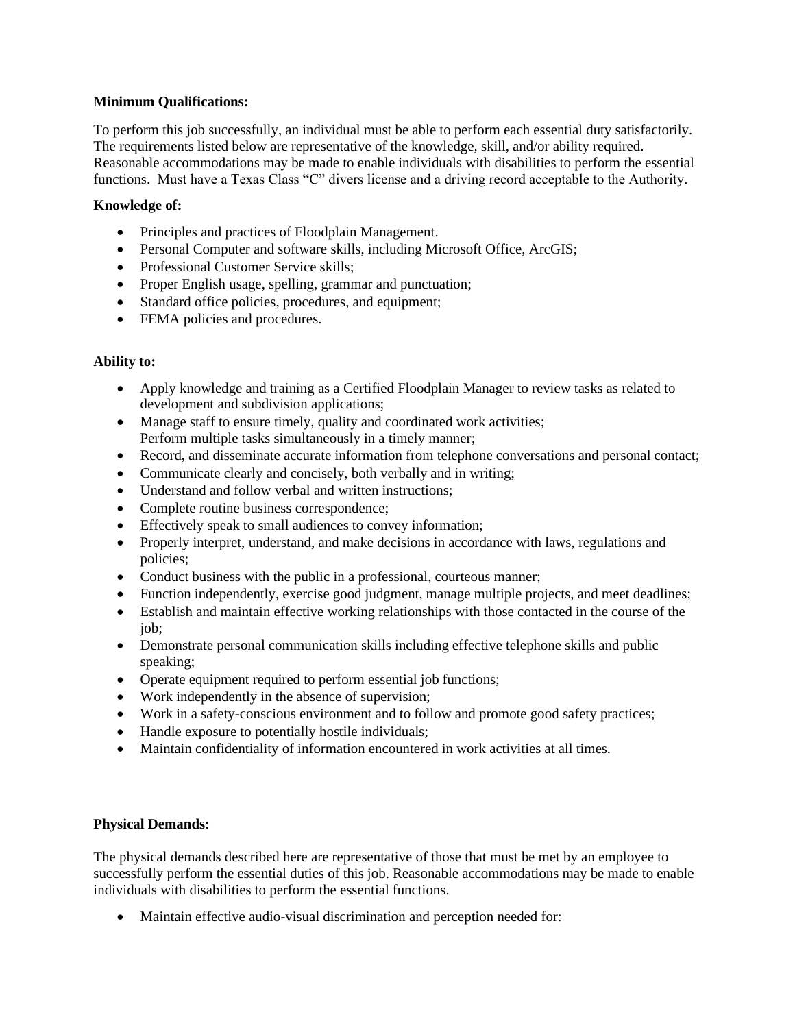**Minimum Qualifications:**

To perform this job successfully, an individual must be able to perform each essential duty satisfactorily. The requirements listed below are representative of the knowledge, skill, and/or ability required. Reasonable accommodations may be made to enable individuals with disabilities to perform the essential functions. Must have a Texas Class "C" divers license and a driving record acceptable to the Authority.

**Knowledge of:**

- Principles and practices of Floodplain Management.
- Personal Computer and software skills, including Microsoft Office, ArcGIS;
- Professional Customer Service skills;
- Proper English usage, spelling, grammar and punctuation;
- Standard office policies, procedures, and equipment;
- FEMA policies and procedures.

**Ability to:**

- Apply knowledge and training as a Certified Floodplain Manager to review tasks as related to development and subdivision applications;
- Manage staff to ensure timely, quality and coordinated work activities;
  Perform multiple tasks simultaneously in a timely manner;
- Record, and disseminate accurate information from telephone conversations and personal contact;
- Communicate clearly and concisely, both verbally and in writing;
- Understand and follow verbal and written instructions;
- Complete routine business correspondence;
- Effectively speak to small audiences to convey information;
- Properly interpret, understand, and make decisions in accordance with laws, regulations and policies;
- Conduct business with the public in a professional, courteous manner;
- Function independently, exercise good judgment, manage multiple projects, and meet deadlines;
- Establish and maintain effective working relationships with those contacted in the course of the job;
- Demonstrate personal communication skills including effective telephone skills and public speaking;
- Operate equipment required to perform essential job functions;
- Work independently in the absence of supervision;
- Work in a safety-conscious environment and to follow and promote good safety practices;
- Handle exposure to potentially hostile individuals;
- Maintain confidentiality of information encountered in work activities at all times.

**Physical Demands:**

The physical demands described here are representative of those that must be met by an employee to successfully perform the essential duties of this job. Reasonable accommodations may be made to enable individuals with disabilities to perform the essential functions.

- Maintain effective audio-visual discrimination and perception needed for: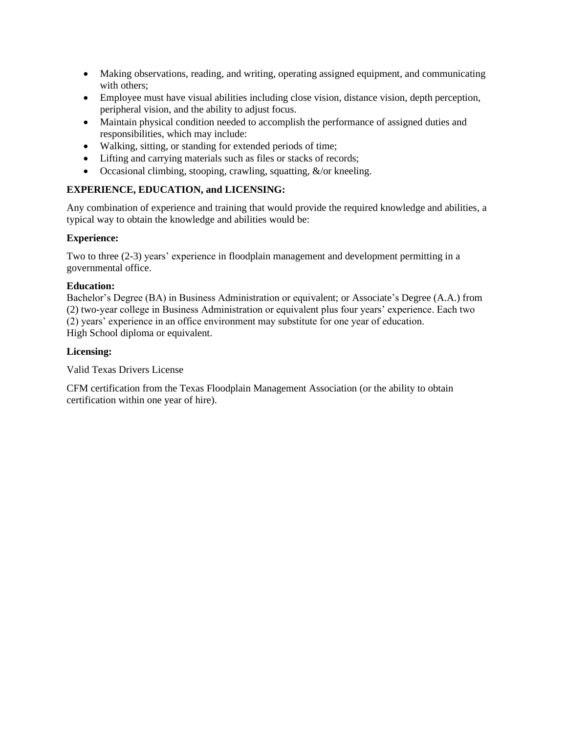- Making observations, reading, and writing, operating assigned equipment, and communicating with others;
- Employee must have visual abilities including close vision, distance vision, depth perception, peripheral vision, and the ability to adjust focus.
- Maintain physical condition needed to accomplish the performance of assigned duties and responsibilities, which may include:
- Walking, sitting, or standing for extended periods of time;
- Lifting and carrying materials such as files or stacks of records;
- Occasional climbing, stooping, crawling, squatting, &/or kneeling.

**EXPERIENCE, EDUCATION, and LICENSING:**

Any combination of experience and training that would provide the required knowledge and abilities, a typical way to obtain the knowledge and abilities would be:

**Experience:**

Two to three (2-3) years' experience in floodplain management and development permitting in a governmental office.

**Education:**

Bachelor's Degree (BA) in Business Administration or equivalent; or Associate's Degree (A.A.) from (2) two-year college in Business Administration or equivalent plus four years' experience. Each two (2) years' experience in an office environment may substitute for one year of education.
High School diploma or equivalent.

**Licensing:**

Valid Texas Drivers License

CFM certification from the Texas Floodplain Management Association (or the ability to obtain certification within one year of hire).